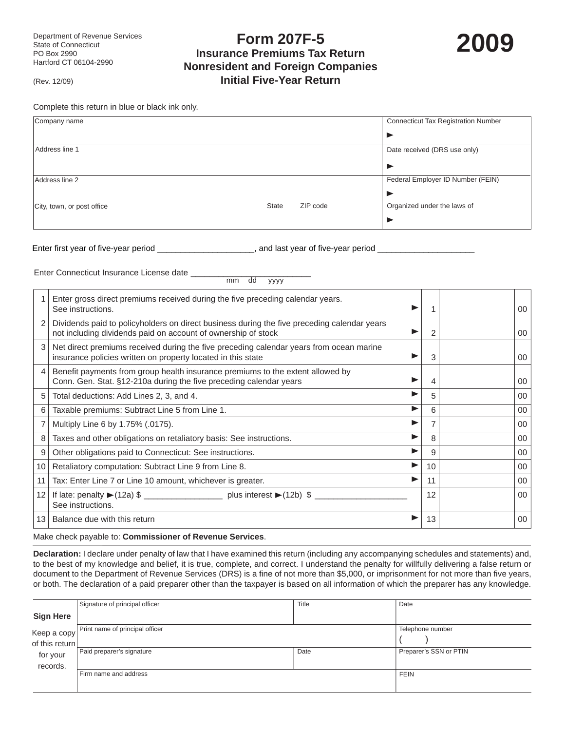Department of Revenue Services
State of Connecticut
PO Box 2990
Hartford CT 06104-2990

(Rev. 12/09)

# Form 207F-5

## Insurance Premiums Tax Return
## Nonresident and Foreign Companies
## Initial Five-Year Return

# 2009

Complete this return in blue or black ink only.

| Company name | Connecticut Tax Registration Number ► |
|---|---|
| Address line 1 | Date received (DRS use only) ► |
| Address line 2 | Federal Employer ID Number (FEIN) ► |
| City, town, or post office State ZIP code | Organized under the laws of ► |

Enter first year of five-year period ____________________, and last year of five-year period ____________________

Enter Connecticut Insurance License date ________________________ (mm dd yyyy)

| | | | | |
|---|---|---|---|---|
| 1 | Enter gross direct premiums received during the five preceding calendar years. See instructions. ► | 1 | | 00 |
| 2 | Dividends paid to policyholders on direct business during the five preceding calendar years not including dividends paid on account of ownership of stock ► | 2 | | 00 |
| 3 | Net direct premiums received during the five preceding calendar years from ocean marine insurance policies written on property located in this state ► | 3 | | 00 |
| 4 | Benefit payments from group health insurance premiums to the extent allowed by Conn. Gen. Stat. §12-210a during the five preceding calendar years ► | 4 | | 00 |
| 5 | Total deductions: Add Lines 2, 3, and 4. ► | 5 | | 00 |
| 6 | Taxable premiums: Subtract Line 5 from Line 1. ► | 6 | | 00 |
| 7 | Multiply Line 6 by 1.75% (.0175). ► | 7 | | 00 |
| 8 | Taxes and other obligations on retaliatory basis: See instructions. ► | 8 | | 00 |
| 9 | Other obligations paid to Connecticut: See instructions. ► | 9 | | 00 |
| 10 | Retaliatory computation: Subtract Line 9 from Line 8. ► | 10 | | 00 |
| 11 | Tax: Enter Line 7 or Line 10 amount, whichever is greater. ► | 11 | | 00 |
| 12 | If late: penalty ►(12a) $ ________________ plus interest ►(12b) $ ____________________ See instructions. | 12 | | 00 |
| 13 | Balance due with this return ► | 13 | | 00 |

Make check payable to: **Commissioner of Revenue Services**.

**Declaration:** I declare under penalty of law that I have examined this return (including any accompanying schedules and statements) and, to the best of my knowledge and belief, it is true, complete, and correct. I understand the penalty for willfully delivering a false return or document to the Department of Revenue Services (DRS) is a fine of not more than $5,000, or imprisonment for not more than five years, or both. The declaration of a paid preparer other than the taxpayer is based on all information of which the preparer has any knowledge.

| **Sign Here** Keep a copy of this return for your records. | | | |
|---|---|---|---|
| | Signature of principal officer | Title | Date |
| | Print name of principal officer | | Telephone number ( ) |
| | Paid preparer's signature | Date | Preparer's SSN or PTIN |
| | Firm name and address | | FEIN |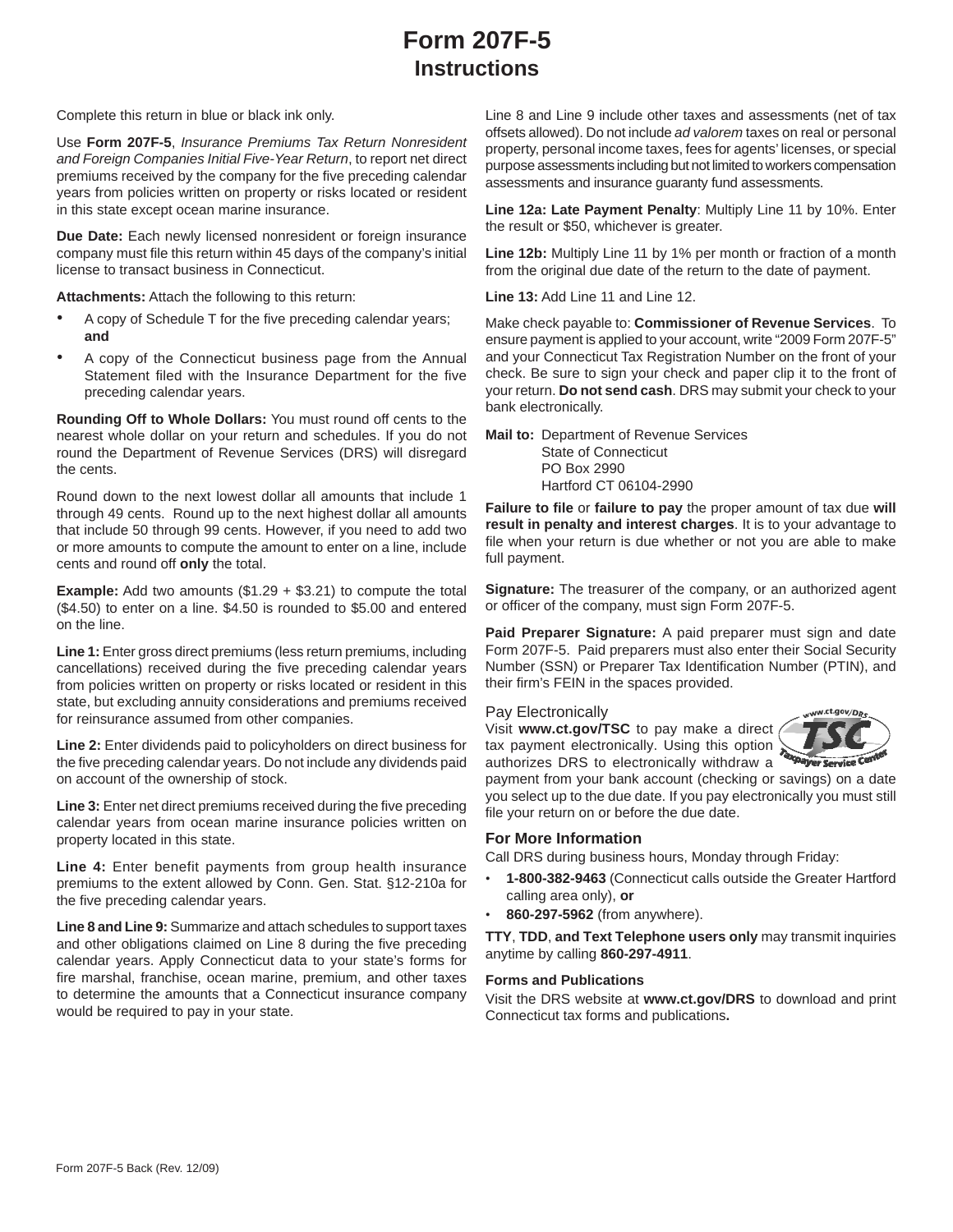# Form 207F-5
## Instructions

Complete this return in blue or black ink only.

Use **Form 207F-5**, *Insurance Premiums Tax Return Nonresident and Foreign Companies Initial Five-Year Return*, to report net direct premiums received by the company for the five preceding calendar years from policies written on property or risks located or resident in this state except ocean marine insurance.

**Due Date:** Each newly licensed nonresident or foreign insurance company must file this return within 45 days of the company's initial license to transact business in Connecticut.

**Attachments:** Attach the following to this return:

- A copy of Schedule T for the five preceding calendar years; **and**
- A copy of the Connecticut business page from the Annual Statement filed with the Insurance Department for the five preceding calendar years.

**Rounding Off to Whole Dollars:** You must round off cents to the nearest whole dollar on your return and schedules. If you do not round the Department of Revenue Services (DRS) will disregard the cents.

Round down to the next lowest dollar all amounts that include 1 through 49 cents. Round up to the next highest dollar all amounts that include 50 through 99 cents. However, if you need to add two or more amounts to compute the amount to enter on a line, include cents and round off **only** the total.

**Example:** Add two amounts ($1.29 + $3.21) to compute the total ($4.50) to enter on a line. $4.50 is rounded to $5.00 and entered on the line.

**Line 1:** Enter gross direct premiums (less return premiums, including cancellations) received during the five preceding calendar years from policies written on property or risks located or resident in this state, but excluding annuity considerations and premiums received for reinsurance assumed from other companies.

**Line 2:** Enter dividends paid to policyholders on direct business for the five preceding calendar years. Do not include any dividends paid on account of the ownership of stock.

**Line 3:** Enter net direct premiums received during the five preceding calendar years from ocean marine insurance policies written on property located in this state.

**Line 4:** Enter benefit payments from group health insurance premiums to the extent allowed by Conn. Gen. Stat. §12-210a for the five preceding calendar years.

**Line 8 and Line 9:** Summarize and attach schedules to support taxes and other obligations claimed on Line 8 during the five preceding calendar years. Apply Connecticut data to your state's forms for fire marshal, franchise, ocean marine, premium, and other taxes to determine the amounts that a Connecticut insurance company would be required to pay in your state.

Line 8 and Line 9 include other taxes and assessments (net of tax offsets allowed). Do not include *ad valorem* taxes on real or personal property, personal income taxes, fees for agents' licenses, or special purpose assessments including but not limited to workers compensation assessments and insurance guaranty fund assessments.

**Line 12a: Late Payment Penalty**: Multiply Line 11 by 10%. Enter the result or $50, whichever is greater.

**Line 12b:** Multiply Line 11 by 1% per month or fraction of a month from the original due date of the return to the date of payment.

**Line 13:** Add Line 11 and Line 12.

Make check payable to: **Commissioner of Revenue Services**. To ensure payment is applied to your account, write "2009 Form 207F-5" and your Connecticut Tax Registration Number on the front of your check. Be sure to sign your check and paper clip it to the front of your return. **Do not send cash**. DRS may submit your check to your bank electronically.

**Mail to:** Department of Revenue Services
State of Connecticut
PO Box 2990
Hartford CT 06104-2990

**Failure to file** or **failure to pay** the proper amount of tax due **will result in penalty and interest charges**. It is to your advantage to file when your return is due whether or not you are able to make full payment.

**Signature:** The treasurer of the company, or an authorized agent or officer of the company, must sign Form 207F-5.

**Paid Preparer Signature:** A paid preparer must sign and date Form 207F-5. Paid preparers must also enter their Social Security Number (SSN) or Preparer Tax Identification Number (PTIN), and their firm's FEIN in the spaces provided.

### Pay Electronically

Visit **www.ct.gov/TSC** to pay make a direct tax payment electronically. Using this option authorizes DRS to electronically withdraw a payment from your bank account (checking or savings) on a date you select up to the due date. If you pay electronically you must still file your return on or before the due date.

### For More Information

Call DRS during business hours, Monday through Friday:

- **1-800-382-9463** (Connecticut calls outside the Greater Hartford calling area only), **or**
- **860-297-5962** (from anywhere).

**TTY**, **TDD**, **and Text Telephone users only** may transmit inquiries anytime by calling **860-297-4911**.

#### Forms and Publications

Visit the DRS website at **www.ct.gov/DRS** to download and print Connecticut tax forms and publications**.**

Form 207F-5 Back (Rev. 12/09)